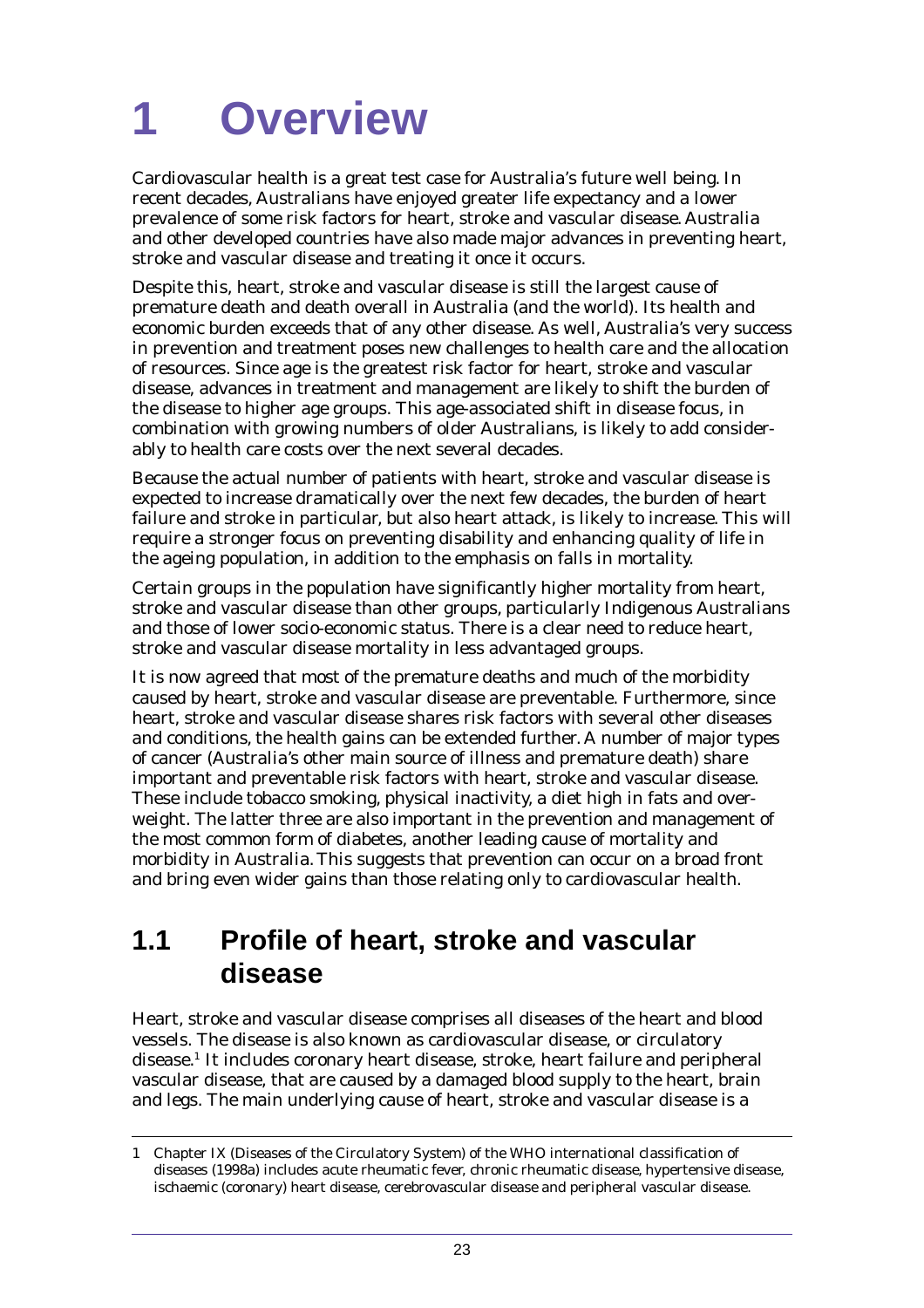# 1 Overview

Cardiovascular health is a great test case for Australia's future well being. In recent decades, Australians have enjoyed greater life expectancy and a lower prevalence of some risk factors for heart, stroke and vascular disease. Australia and other developed countries have also made major advances in preventing heart, stroke and vascular disease and treating it once it occurs.

Despite this, heart, stroke and vascular disease is still the largest cause of premature death and death overall in Australia (and the world). Its health and economic burden exceeds that of any other disease. As well, Australia's very success in prevention and treatment poses new challenges to health care and the allocation of resources. Since age is the greatest risk factor for heart, stroke and vascular disease, advances in treatment and management are likely to shift the burden of the disease to higher age groups. This age-associated shift in disease focus, in combination with growing numbers of older Australians, is likely to add considerably to health care costs over the next several decades.

Because the actual number of patients with heart, stroke and vascular disease is expected to increase dramatically over the next few decades, the burden of heart failure and stroke in particular, but also heart attack, is likely to increase. This will require a stronger focus on preventing disability and enhancing quality of life in the ageing population, in addition to the emphasis on falls in mortality.

Certain groups in the population have significantly higher mortality from heart, stroke and vascular disease than other groups, particularly Indigenous Australians and those of lower socio-economic status. There is a clear need to reduce heart, stroke and vascular disease mortality in less advantaged groups.

It is now agreed that most of the premature deaths and much of the morbidity caused by heart, stroke and vascular disease are preventable. Furthermore, since heart, stroke and vascular disease shares risk factors with several other diseases and conditions, the health gains can be extended further. A number of major types of cancer (Australia's other main source of illness and premature death) share important and preventable risk factors with heart, stroke and vascular disease. These include tobacco smoking, physical inactivity, a diet high in fats and overweight. The latter three are also important in the prevention and management of the most common form of diabetes, another leading cause of mortality and morbidity in Australia. This suggests that prevention can occur on a broad front and bring even wider gains than those relating only to cardiovascular health.

## 1.1 Profile of heart, stroke and vascular disease

Heart, stroke and vascular disease comprises all diseases of the heart and blood vessels. The disease is also known as cardiovascular disease, or circulatory disease.[1] It includes coronary heart disease, stroke, heart failure and peripheral vascular disease, that are caused by a damaged blood supply to the heart, brain and legs. The main underlying cause of heart, stroke and vascular disease is a

---

1 Chapter IX (Diseases of the Circulatory System) of the WHO international classification of diseases (1998a) includes acute rheumatic fever, chronic rheumatic disease, hypertensive disease, ischaemic (coronary) heart disease, cerebrovascular disease and peripheral vascular disease.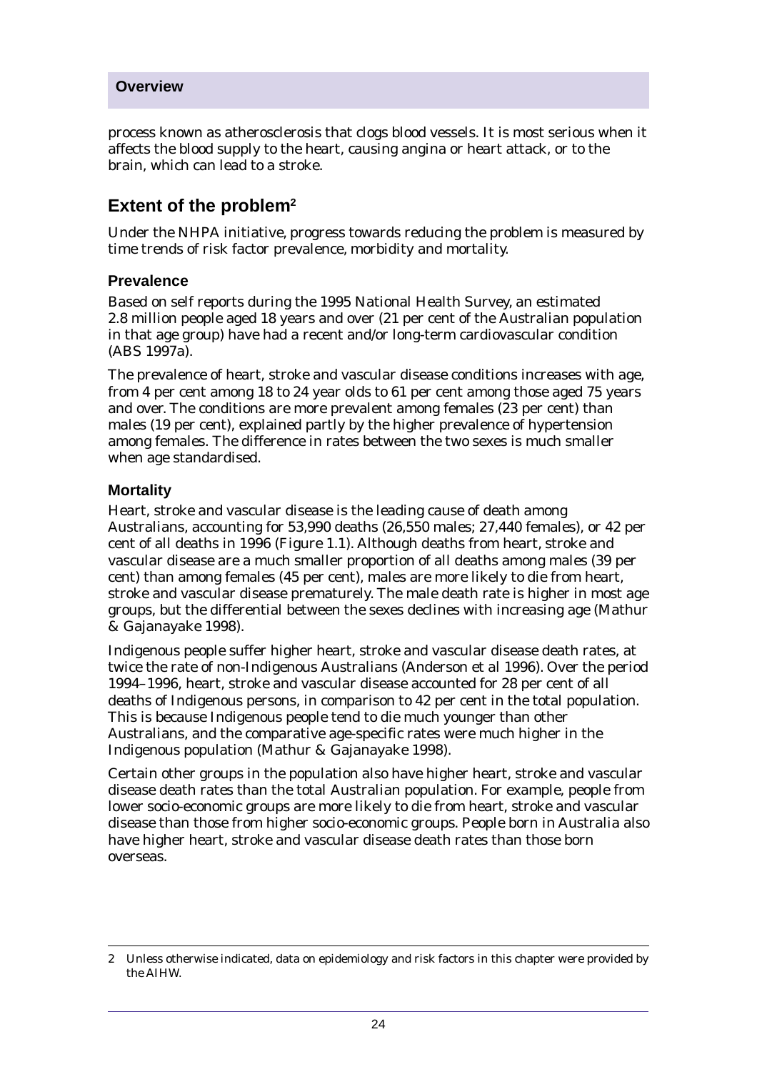process known as atherosclerosis that clogs blood vessels. It is most serious when it affects the blood supply to the heart, causing angina or heart attack, or to the brain, which can lead to a stroke.

## Extent of the problem[2]

Under the NHPA initiative, progress towards reducing the problem is measured by time trends of risk factor prevalence, morbidity and mortality.

### Prevalence

Based on self reports during the 1995 National Health Survey, an estimated 2.8 million people aged 18 years and over (21 per cent of the Australian population in that age group) have had a recent and/or long-term cardiovascular condition (ABS 1997a).

The prevalence of heart, stroke and vascular disease conditions increases with age, from 4 per cent among 18 to 24 year olds to 61 per cent among those aged 75 years and over. The conditions are more prevalent among females (23 per cent) than males (19 per cent), explained partly by the higher prevalence of hypertension among females. The difference in rates between the two sexes is much smaller when age standardised.

### Mortality

Heart, stroke and vascular disease is the leading cause of death among Australians, accounting for 53,990 deaths (26,550 males; 27,440 females), or 42 per cent of all deaths in 1996 (Figure 1.1). Although deaths from heart, stroke and vascular disease are a much smaller proportion of all deaths among males (39 per cent) than among females (45 per cent), males are more likely to die from heart, stroke and vascular disease prematurely. The male death rate is higher in most age groups, but the differential between the sexes declines with increasing age (Mathur & Gajanayake 1998).

Indigenous people suffer higher heart, stroke and vascular disease death rates, at twice the rate of non-Indigenous Australians (Anderson et al 1996). Over the period 1994–1996, heart, stroke and vascular disease accounted for 28 per cent of all deaths of Indigenous persons, in comparison to 42 per cent in the total population. This is because Indigenous people tend to die much younger than other Australians, and the comparative age-specific rates were much higher in the Indigenous population (Mathur & Gajanayake 1998).

Certain other groups in the population also have higher heart, stroke and vascular disease death rates than the total Australian population. For example, people from lower socio-economic groups are more likely to die from heart, stroke and vascular disease than those from higher socio-economic groups. People born in Australia also have higher heart, stroke and vascular disease death rates than those born overseas.

---

2 Unless otherwise indicated, data on epidemiology and risk factors in this chapter were provided by the AIHW.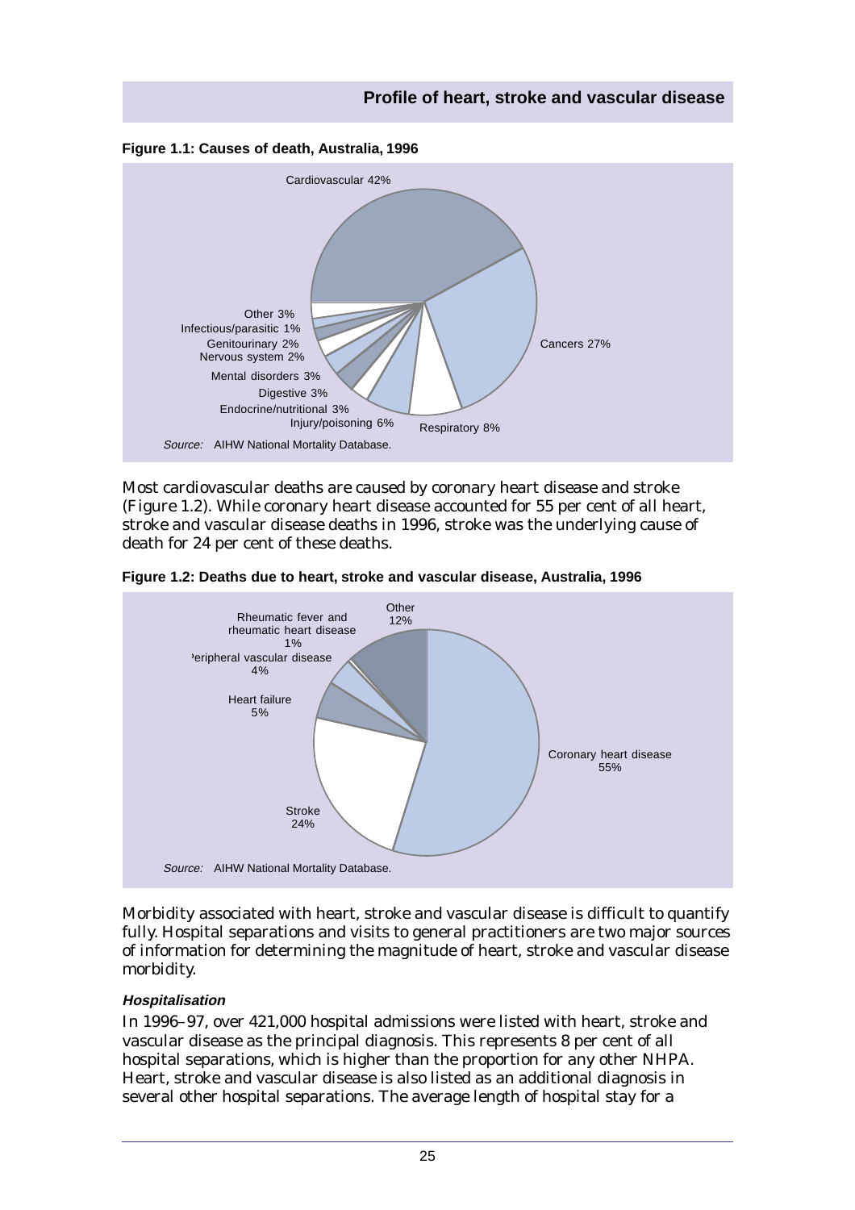**Figure 1.1: Causes of death, Australia, 1996**

Cardiovascular 42%

Cancers 27%

Respiratory 8%

Injury/poisoning 6%

Endocrine/nutritional 3%

Digestive 3%

Mental disorders 3%

Nervous system 2%

Genitourinary 2%

Infectious/parasitic 1%

Other 3%

*Source:* AIHW National Mortality Database.

Most cardiovascular deaths are caused by coronary heart disease and stroke (Figure 1.2). While coronary heart disease accounted for 55 per cent of all heart, stroke and vascular disease deaths in 1996, stroke was the underlying cause of death for 24 per cent of these deaths.

**Figure 1.2: Deaths due to heart, stroke and vascular disease, Australia, 1996**

Coronary heart disease 55%

Stroke 24%

Heart failure 5%

Peripheral vascular disease 4%

Rheumatic fever and rheumatic heart disease 1%

Other 12%

*Source:* AIHW National Mortality Database.

Morbidity associated with heart, stroke and vascular disease is difficult to quantify fully. Hospital separations and visits to general practitioners are two major sources of information for determining the magnitude of heart, stroke and vascular disease morbidity.

#### *Hospitalisation*

In 1996–97, over 421,000 hospital admissions were listed with heart, stroke and vascular disease as the principal diagnosis. This represents 8 per cent of all hospital separations, which is higher than the proportion for any other NHPA. Heart, stroke and vascular disease is also listed as an additional diagnosis in several other hospital separations. The average length of hospital stay for a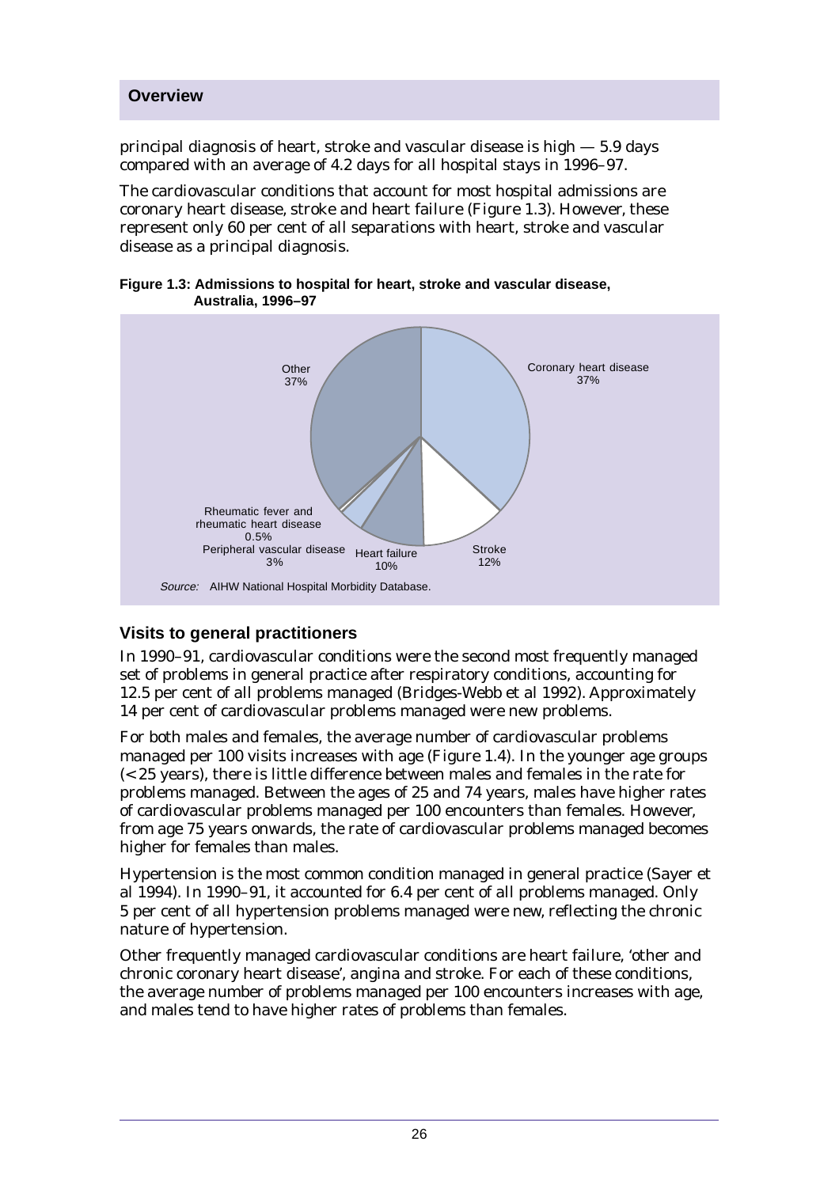principal diagnosis of heart, stroke and vascular disease is high — 5.9 days compared with an average of 4.2 days for all hospital stays in 1996–97.

The cardiovascular conditions that account for most hospital admissions are coronary heart disease, stroke and heart failure (Figure 1.3). However, these represent only 60 per cent of all separations with heart, stroke and vascular disease as a principal diagnosis.

**Figure 1.3: Admissions to hospital for heart, stroke and vascular disease, Australia, 1996–97**

Coronary heart disease 37%
Stroke 12%
Heart failure 10%
Peripheral vascular disease 3%
Rheumatic fever and rheumatic heart disease 0.5%
Other 37%

*Source:* AIHW National Hospital Morbidity Database.

## Visits to general practitioners

In 1990–91, cardiovascular conditions were the second most frequently managed set of problems in general practice after respiratory conditions, accounting for 12.5 per cent of all problems managed (Bridges-Webb et al 1992). Approximately 14 per cent of cardiovascular problems managed were new problems.

For both males and females, the average number of cardiovascular problems managed per 100 visits increases with age (Figure 1.4). In the younger age groups (<25 years), there is little difference between males and females in the rate for problems managed. Between the ages of 25 and 74 years, males have higher rates of cardiovascular problems managed per 100 encounters than females. However, from age 75 years onwards, the rate of cardiovascular problems managed becomes higher for females than males.

Hypertension is the most common condition managed in general practice (Sayer et al 1994). In 1990–91, it accounted for 6.4 per cent of all problems managed. Only 5 per cent of all hypertension problems managed were new, reflecting the chronic nature of hypertension.

Other frequently managed cardiovascular conditions are heart failure, 'other and chronic coronary heart disease', angina and stroke. For each of these conditions, the average number of problems managed per 100 encounters increases with age, and males tend to have higher rates of problems than females.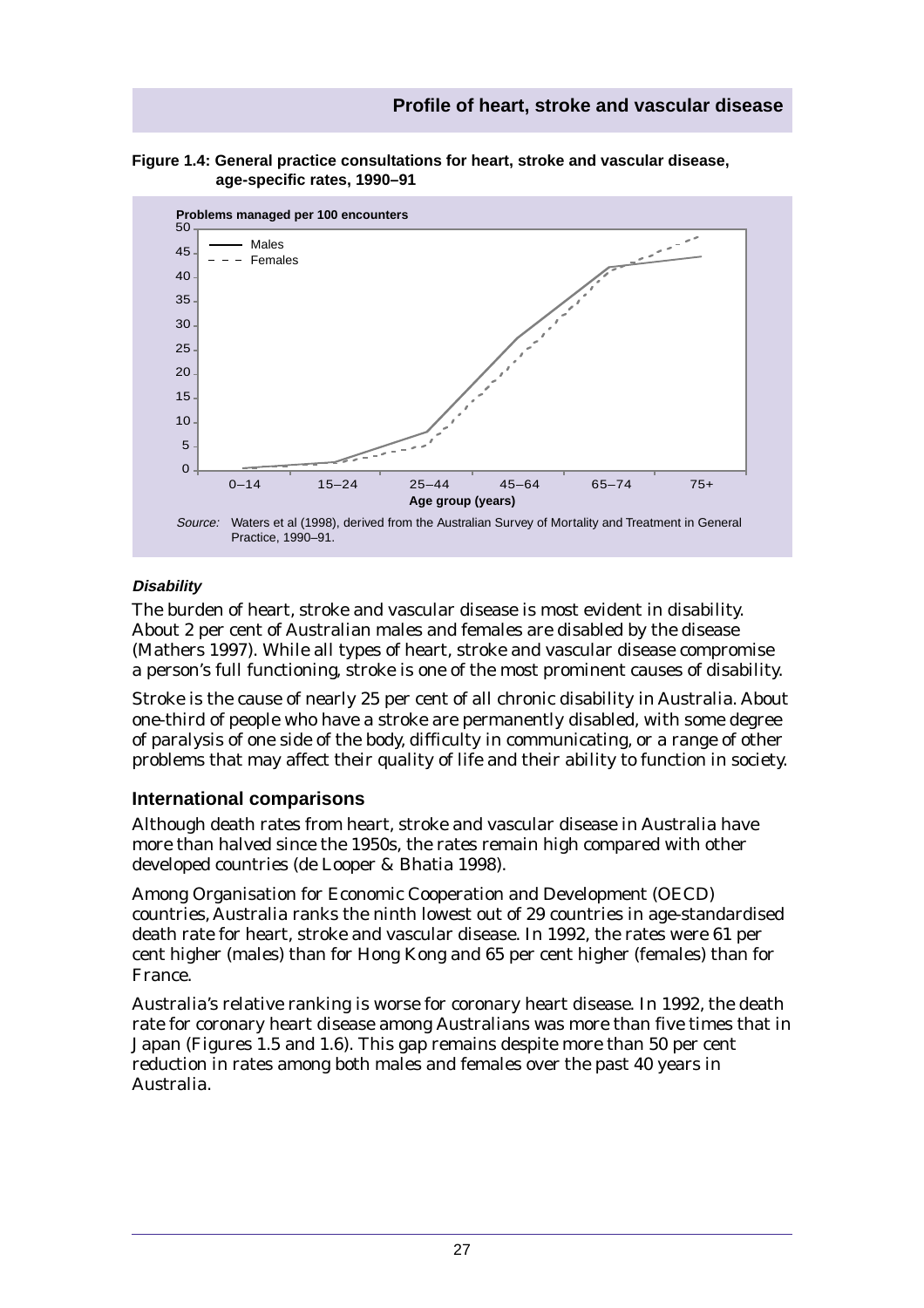**Figure 1.4: General practice consultations for heart, stroke and vascular disease, age-specific rates, 1990–91**

Problems managed per 100 encounters

Males
Females

Age group (years)

0–14 15–24 25–44 45–64 65–74 75+

*Source:* Waters et al (1998), derived from the Australian Survey of Mortality and Treatment in General Practice, 1990–91.

#### *Disability*

The burden of heart, stroke and vascular disease is most evident in disability. About 2 per cent of Australian males and females are disabled by the disease (Mathers 1997). While all types of heart, stroke and vascular disease compromise a person's full functioning, stroke is one of the most prominent causes of disability.

Stroke is the cause of nearly 25 per cent of all chronic disability in Australia. About one-third of people who have a stroke are permanently disabled, with some degree of paralysis of one side of the body, difficulty in communicating, or a range of other problems that may affect their quality of life and their ability to function in society.

### International comparisons

Although death rates from heart, stroke and vascular disease in Australia have more than halved since the 1950s, the rates remain high compared with other developed countries (de Looper & Bhatia 1998).

Among Organisation for Economic Cooperation and Development (OECD) countries, Australia ranks the ninth lowest out of 29 countries in age-standardised death rate for heart, stroke and vascular disease. In 1992, the rates were 61 per cent higher (males) than for Hong Kong and 65 per cent higher (females) than for France.

Australia's relative ranking is worse for coronary heart disease. In 1992, the death rate for coronary heart disease among Australians was more than five times that in Japan (Figures 1.5 and 1.6). This gap remains despite more than 50 per cent reduction in rates among both males and females over the past 40 years in Australia.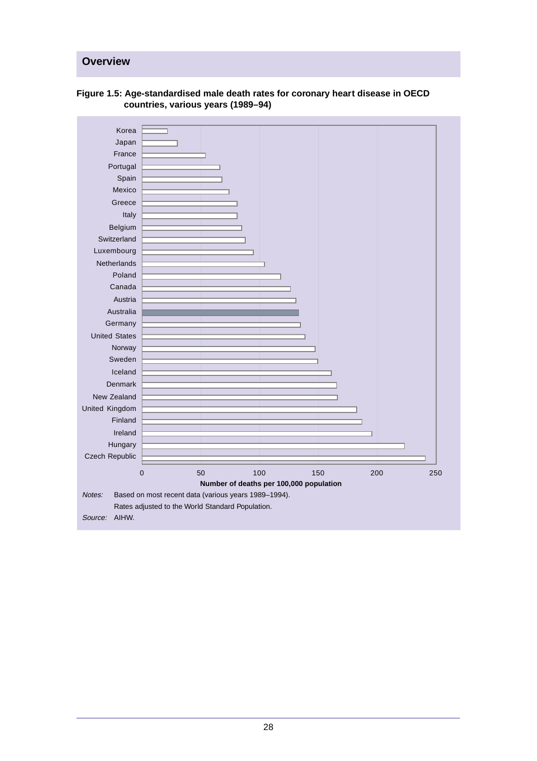## Overview

**Figure 1.5: Age-standardised male death rates for coronary heart disease in OECD countries, various years (1989–94)**

| Country |
| --- |
| Korea |
| Japan |
| France |
| Portugal |
| Spain |
| Mexico |
| Greece |
| Italy |
| Belgium |
| Switzerland |
| Luxembourg |
| Netherlands |
| Poland |
| Canada |
| Austria |
| Australia |
| Germany |
| United States |
| Norway |
| Sweden |
| Iceland |
| Denmark |
| New Zealand |
| United Kingdom |
| Finland |
| Ireland |
| Hungary |
| Czech Republic |

Number of deaths per 100,000 population (axis: 0, 50, 100, 150, 200, 250)

*Notes:* Based on most recent data (various years 1989–1994).

Rates adjusted to the World Standard Population.

*Source:* AIHW.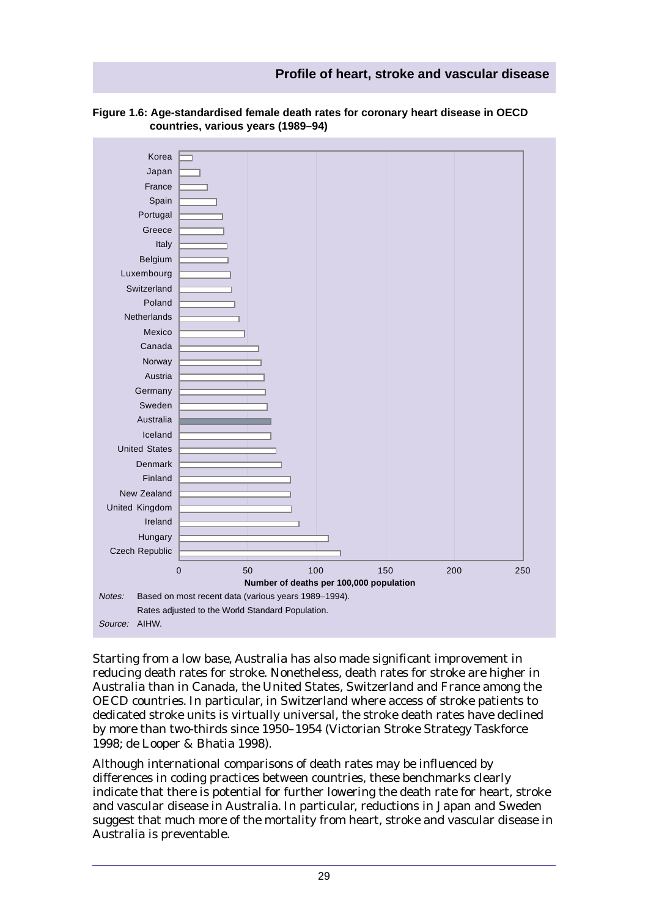**Figure 1.6: Age-standardised female death rates for coronary heart disease in OECD countries, various years (1989–94)**

Korea
Japan
France
Spain
Portugal
Greece
Italy
Belgium
Luxembourg
Switzerland
Poland
Netherlands
Mexico
Canada
Norway
Austria
Germany
Sweden
Australia
Iceland
United States
Denmark
Finland
New Zealand
United Kingdom
Ireland
Hungary
Czech Republic

0 50 100 150 200 250

Number of deaths per 100,000 population

*Notes:* Based on most recent data (various years 1989–1994).
Rates adjusted to the World Standard Population.

*Source:* AIHW.

Starting from a low base, Australia has also made significant improvement in reducing death rates for stroke. Nonetheless, death rates for stroke are higher in Australia than in Canada, the United States, Switzerland and France among the OECD countries. In particular, in Switzerland where access of stroke patients to dedicated stroke units is virtually universal, the stroke death rates have declined by more than two-thirds since 1950–1954 (Victorian Stroke Strategy Taskforce 1998; de Looper & Bhatia 1998).

Although international comparisons of death rates may be influenced by differences in coding practices between countries, these benchmarks clearly indicate that there is potential for further lowering the death rate for heart, stroke and vascular disease in Australia. In particular, reductions in Japan and Sweden suggest that much more of the mortality from heart, stroke and vascular disease in Australia is preventable.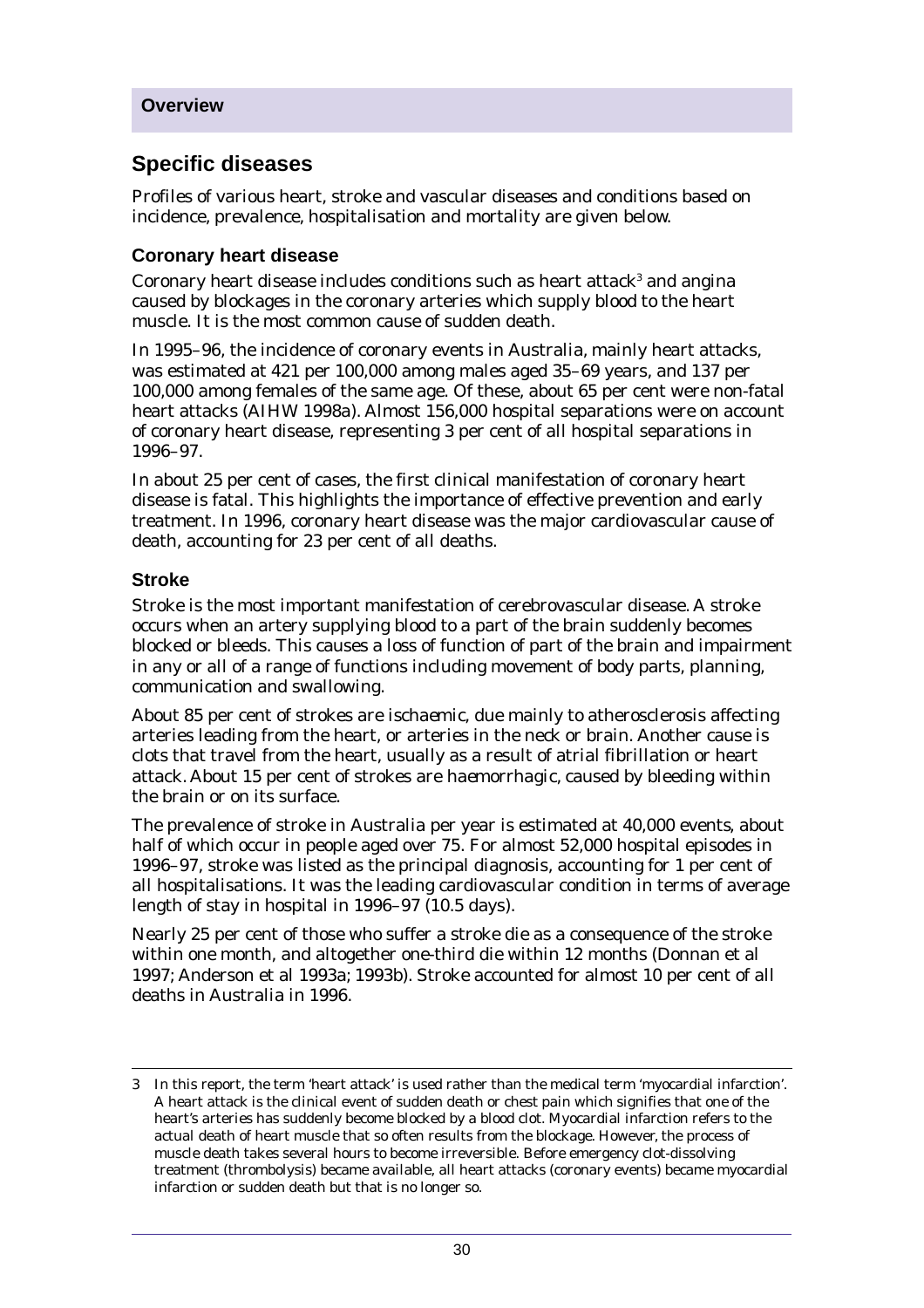## Specific diseases

Profiles of various heart, stroke and vascular diseases and conditions based on incidence, prevalence, hospitalisation and mortality are given below.

### Coronary heart disease

Coronary heart disease includes conditions such as heart attack[3] and angina caused by blockages in the coronary arteries which supply blood to the heart muscle. It is the most common cause of sudden death.

In 1995–96, the incidence of coronary events in Australia, mainly heart attacks, was estimated at 421 per 100,000 among males aged 35–69 years, and 137 per 100,000 among females of the same age. Of these, about 65 per cent were non-fatal heart attacks (AIHW 1998a). Almost 156,000 hospital separations were on account of coronary heart disease, representing 3 per cent of all hospital separations in 1996–97.

In about 25 per cent of cases, the first clinical manifestation of coronary heart disease is fatal. This highlights the importance of effective prevention and early treatment. In 1996, coronary heart disease was the major cardiovascular cause of death, accounting for 23 per cent of all deaths.

### Stroke

Stroke is the most important manifestation of cerebrovascular disease. A stroke occurs when an artery supplying blood to a part of the brain suddenly becomes blocked or bleeds. This causes a loss of function of part of the brain and impairment in any or all of a range of functions including movement of body parts, planning, communication and swallowing.

About 85 per cent of strokes are ischaemic, due mainly to atherosclerosis affecting arteries leading from the heart, or arteries in the neck or brain. Another cause is clots that travel from the heart, usually as a result of atrial fibrillation or heart attack. About 15 per cent of strokes are haemorrhagic, caused by bleeding within the brain or on its surface.

The prevalence of stroke in Australia per year is estimated at 40,000 events, about half of which occur in people aged over 75. For almost 52,000 hospital episodes in 1996–97, stroke was listed as the principal diagnosis, accounting for 1 per cent of all hospitalisations. It was the leading cardiovascular condition in terms of average length of stay in hospital in 1996–97 (10.5 days).

Nearly 25 per cent of those who suffer a stroke die as a consequence of the stroke within one month, and altogether one-third die within 12 months (Donnan et al 1997; Anderson et al 1993a; 1993b). Stroke accounted for almost 10 per cent of all deaths in Australia in 1996.

---

3 In this report, the term 'heart attack' is used rather than the medical term 'myocardial infarction'. A heart attack is the clinical event of sudden death or chest pain which signifies that one of the heart's arteries has suddenly become blocked by a blood clot. Myocardial infarction refers to the actual death of heart muscle that so often results from the blockage. However, the process of muscle death takes several hours to become irreversible. Before emergency clot-dissolving treatment (thrombolysis) became available, all heart attacks (coronary events) became myocardial infarction or sudden death but that is no longer so.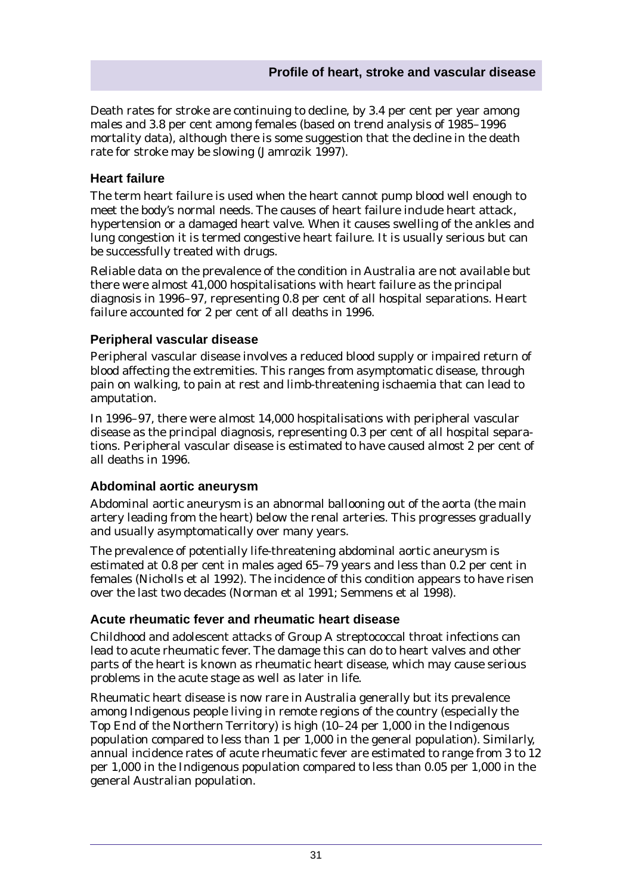Death rates for stroke are continuing to decline, by 3.4 per cent per year among males and 3.8 per cent among females (based on trend analysis of 1985–1996 mortality data), although there is some suggestion that the decline in the death rate for stroke may be slowing (Jamrozik 1997).

### Heart failure

The term heart failure is used when the heart cannot pump blood well enough to meet the body's normal needs. The causes of heart failure include heart attack, hypertension or a damaged heart valve. When it causes swelling of the ankles and lung congestion it is termed congestive heart failure. It is usually serious but can be successfully treated with drugs.

Reliable data on the prevalence of the condition in Australia are not available but there were almost 41,000 hospitalisations with heart failure as the principal diagnosis in 1996–97, representing 0.8 per cent of all hospital separations. Heart failure accounted for 2 per cent of all deaths in 1996.

### Peripheral vascular disease

Peripheral vascular disease involves a reduced blood supply or impaired return of blood affecting the extremities. This ranges from asymptomatic disease, through pain on walking, to pain at rest and limb-threatening ischaemia that can lead to amputation.

In 1996–97, there were almost 14,000 hospitalisations with peripheral vascular disease as the principal diagnosis, representing 0.3 per cent of all hospital separations. Peripheral vascular disease is estimated to have caused almost 2 per cent of all deaths in 1996.

### Abdominal aortic aneurysm

Abdominal aortic aneurysm is an abnormal ballooning out of the aorta (the main artery leading from the heart) below the renal arteries. This progresses gradually and usually asymptomatically over many years.

The prevalence of potentially life-threatening abdominal aortic aneurysm is estimated at 0.8 per cent in males aged 65–79 years and less than 0.2 per cent in females (Nicholls et al 1992). The incidence of this condition appears to have risen over the last two decades (Norman et al 1991; Semmens et al 1998).

### Acute rheumatic fever and rheumatic heart disease

Childhood and adolescent attacks of Group A streptococcal throat infections can lead to acute rheumatic fever. The damage this can do to heart valves and other parts of the heart is known as rheumatic heart disease, which may cause serious problems in the acute stage as well as later in life.

Rheumatic heart disease is now rare in Australia generally but its prevalence among Indigenous people living in remote regions of the country (especially the Top End of the Northern Territory) is high (10–24 per 1,000 in the Indigenous population compared to less than 1 per 1,000 in the general population). Similarly, annual incidence rates of acute rheumatic fever are estimated to range from 3 to 12 per 1,000 in the Indigenous population compared to less than 0.05 per 1,000 in the general Australian population.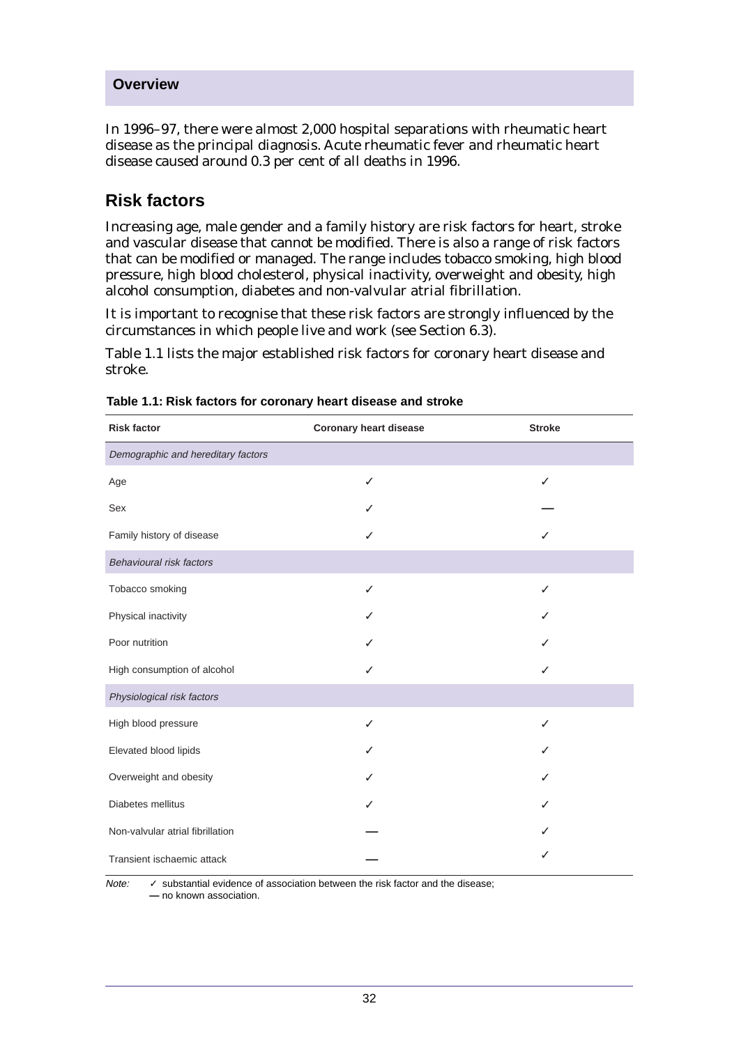**Overview**

In 1996–97, there were almost 2,000 hospital separations with rheumatic heart disease as the principal diagnosis. Acute rheumatic fever and rheumatic heart disease caused around 0.3 per cent of all deaths in 1996.

## Risk factors

Increasing age, male gender and a family history are risk factors for heart, stroke and vascular disease that cannot be modified. There is also a range of risk factors that can be modified or managed. The range includes tobacco smoking, high blood pressure, high blood cholesterol, physical inactivity, overweight and obesity, high alcohol consumption, diabetes and non-valvular atrial fibrillation.

It is important to recognise that these risk factors are strongly influenced by the circumstances in which people live and work (see Section 6.3).

Table 1.1 lists the major established risk factors for coronary heart disease and stroke.

**Table 1.1: Risk factors for coronary heart disease and stroke**

| Risk factor | Coronary heart disease | Stroke |
|---|---|---|
| *Demographic and hereditary factors* | | |
| Age | ✓ | ✓ |
| Sex | ✓ | — |
| Family history of disease | ✓ | ✓ |
| *Behavioural risk factors* | | |
| Tobacco smoking | ✓ | ✓ |
| Physical inactivity | ✓ | ✓ |
| Poor nutrition | ✓ | ✓ |
| High consumption of alcohol | ✓ | ✓ |
| *Physiological risk factors* | | |
| High blood pressure | ✓ | ✓ |
| Elevated blood lipids | ✓ | ✓ |
| Overweight and obesity | ✓ | ✓ |
| Diabetes mellitus | ✓ | ✓ |
| Non-valvular atrial fibrillation | — | ✓ |
| Transient ischaemic attack | — | ✓ |

*Note:* ✓ substantial evidence of association between the risk factor and the disease;
— no known association.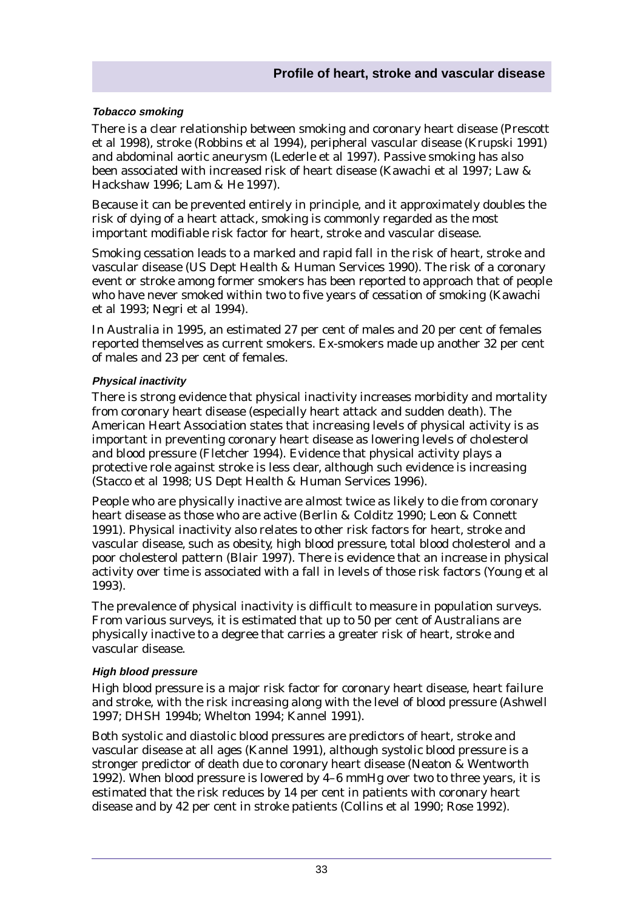#### *Tobacco smoking*

There is a clear relationship between smoking and coronary heart disease (Prescott et al 1998), stroke (Robbins et al 1994), peripheral vascular disease (Krupski 1991) and abdominal aortic aneurysm (Lederle et al 1997). Passive smoking has also been associated with increased risk of heart disease (Kawachi et al 1997; Law & Hackshaw 1996; Lam & He 1997).

Because it can be prevented entirely in principle, and it approximately doubles the risk of dying of a heart attack, smoking is commonly regarded as the most important modifiable risk factor for heart, stroke and vascular disease.

Smoking cessation leads to a marked and rapid fall in the risk of heart, stroke and vascular disease (US Dept Health & Human Services 1990). The risk of a coronary event or stroke among former smokers has been reported to approach that of people who have never smoked within two to five years of cessation of smoking (Kawachi et al 1993; Negri et al 1994).

In Australia in 1995, an estimated 27 per cent of males and 20 per cent of females reported themselves as current smokers. Ex-smokers made up another 32 per cent of males and 23 per cent of females.

#### *Physical inactivity*

There is strong evidence that physical inactivity increases morbidity and mortality from coronary heart disease (especially heart attack and sudden death). The American Heart Association states that increasing levels of physical activity is as important in preventing coronary heart disease as lowering levels of cholesterol and blood pressure (Fletcher 1994). Evidence that physical activity plays a protective role against stroke is less clear, although such evidence is increasing (Stacco et al 1998; US Dept Health & Human Services 1996).

People who are physically inactive are almost twice as likely to die from coronary heart disease as those who are active (Berlin & Colditz 1990; Leon & Connett 1991). Physical inactivity also relates to other risk factors for heart, stroke and vascular disease, such as obesity, high blood pressure, total blood cholesterol and a poor cholesterol pattern (Blair 1997). There is evidence that an increase in physical activity over time is associated with a fall in levels of those risk factors (Young et al 1993).

The prevalence of physical inactivity is difficult to measure in population surveys. From various surveys, it is estimated that up to 50 per cent of Australians are physically inactive to a degree that carries a greater risk of heart, stroke and vascular disease.

#### *High blood pressure*

High blood pressure is a major risk factor for coronary heart disease, heart failure and stroke, with the risk increasing along with the level of blood pressure (Ashwell 1997; DHSH 1994b; Whelton 1994; Kannel 1991).

Both systolic and diastolic blood pressures are predictors of heart, stroke and vascular disease at all ages (Kannel 1991), although systolic blood pressure is a stronger predictor of death due to coronary heart disease (Neaton & Wentworth 1992). When blood pressure is lowered by 4–6 mmHg over two to three years, it is estimated that the risk reduces by 14 per cent in patients with coronary heart disease and by 42 per cent in stroke patients (Collins et al 1990; Rose 1992).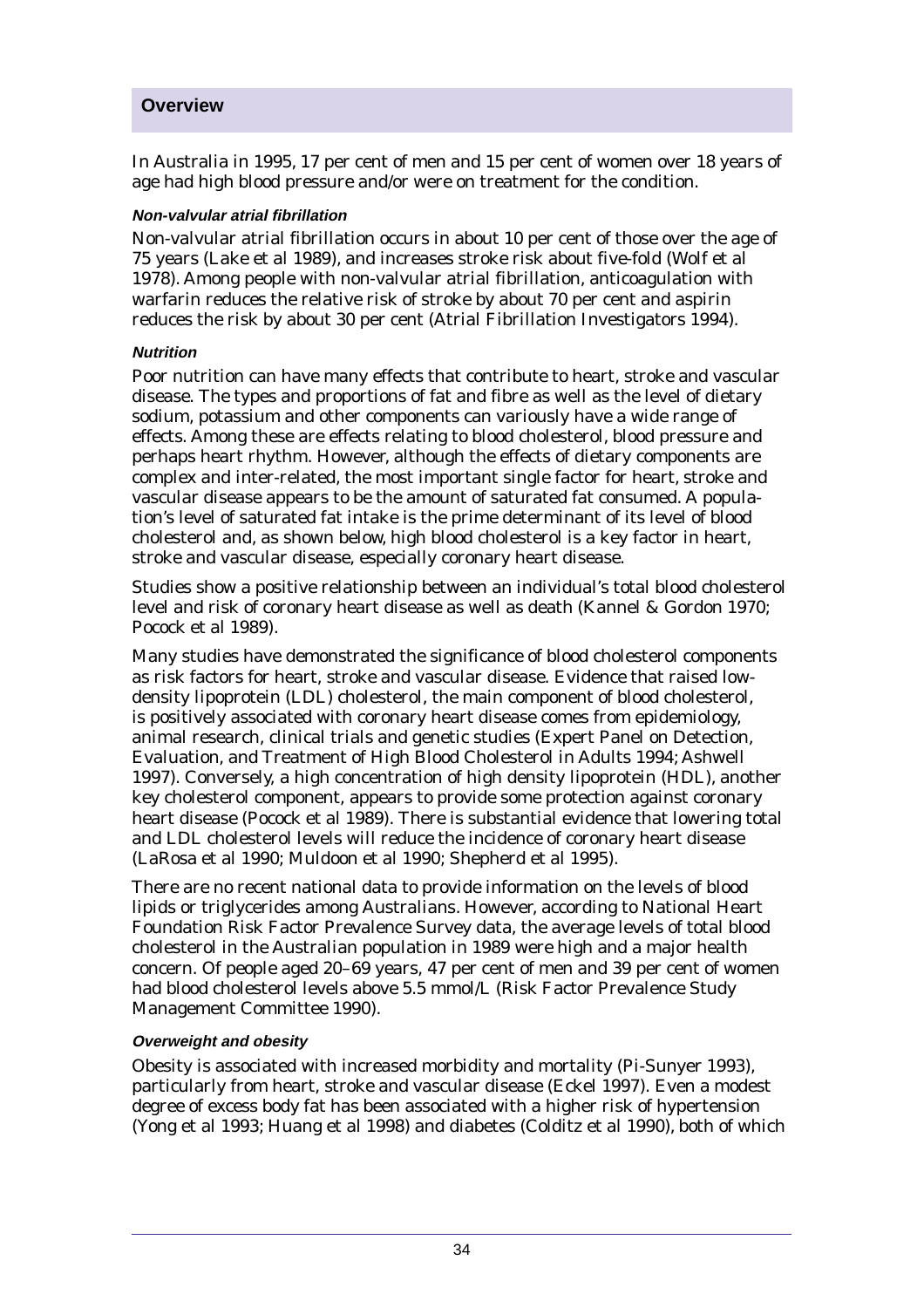## Overview

In Australia in 1995, 17 per cent of men and 15 per cent of women over 18 years of age had high blood pressure and/or were on treatment for the condition.

#### *Non-valvular atrial fibrillation*

Non-valvular atrial fibrillation occurs in about 10 per cent of those over the age of 75 years (Lake et al 1989), and increases stroke risk about five-fold (Wolf et al 1978). Among people with non-valvular atrial fibrillation, anticoagulation with warfarin reduces the relative risk of stroke by about 70 per cent and aspirin reduces the risk by about 30 per cent (Atrial Fibrillation Investigators 1994).

#### *Nutrition*

Poor nutrition can have many effects that contribute to heart, stroke and vascular disease. The types and proportions of fat and fibre as well as the level of dietary sodium, potassium and other components can variously have a wide range of effects. Among these are effects relating to blood cholesterol, blood pressure and perhaps heart rhythm. However, although the effects of dietary components are complex and inter-related, the most important single factor for heart, stroke and vascular disease appears to be the amount of saturated fat consumed. A population's level of saturated fat intake is the prime determinant of its level of blood cholesterol and, as shown below, high blood cholesterol is a key factor in heart, stroke and vascular disease, especially coronary heart disease.

Studies show a positive relationship between an individual's total blood cholesterol level and risk of coronary heart disease as well as death (Kannel & Gordon 1970; Pocock et al 1989).

Many studies have demonstrated the significance of blood cholesterol components as risk factors for heart, stroke and vascular disease. Evidence that raised low-density lipoprotein (LDL) cholesterol, the main component of blood cholesterol, is positively associated with coronary heart disease comes from epidemiology, animal research, clinical trials and genetic studies (Expert Panel on Detection, Evaluation, and Treatment of High Blood Cholesterol in Adults 1994; Ashwell 1997). Conversely, a high concentration of high density lipoprotein (HDL), another key cholesterol component, appears to provide some protection against coronary heart disease (Pocock et al 1989). There is substantial evidence that lowering total and LDL cholesterol levels will reduce the incidence of coronary heart disease (LaRosa et al 1990; Muldoon et al 1990; Shepherd et al 1995).

There are no recent national data to provide information on the levels of blood lipids or triglycerides among Australians. However, according to National Heart Foundation Risk Factor Prevalence Survey data, the average levels of total blood cholesterol in the Australian population in 1989 were high and a major health concern. Of people aged 20–69 years, 47 per cent of men and 39 per cent of women had blood cholesterol levels above 5.5 mmol/L (Risk Factor Prevalence Study Management Committee 1990).

#### *Overweight and obesity*

Obesity is associated with increased morbidity and mortality (Pi-Sunyer 1993), particularly from heart, stroke and vascular disease (Eckel 1997). Even a modest degree of excess body fat has been associated with a higher risk of hypertension (Yong et al 1993; Huang et al 1998) and diabetes (Colditz et al 1990), both of which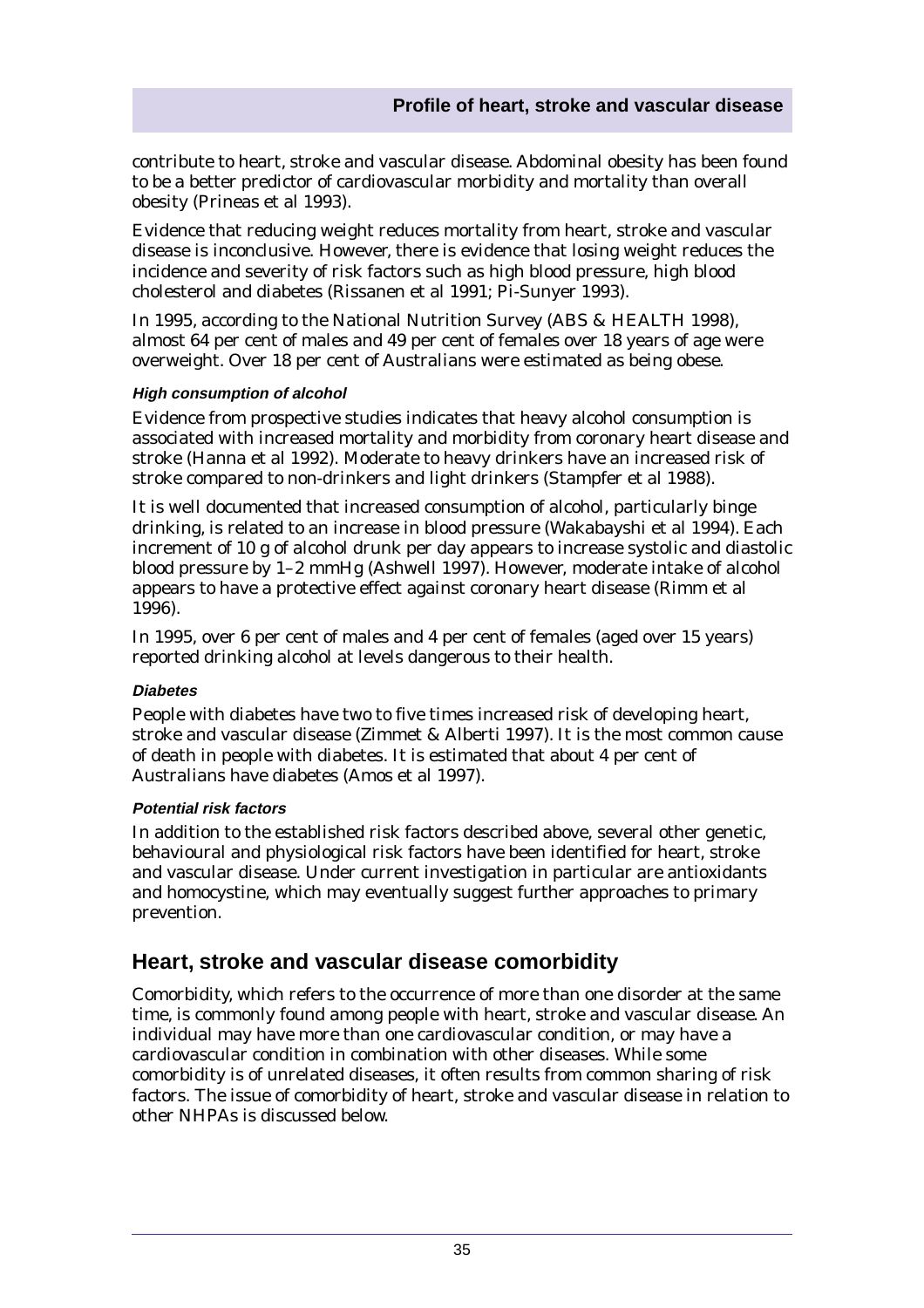contribute to heart, stroke and vascular disease. Abdominal obesity has been found to be a better predictor of cardiovascular morbidity and mortality than overall obesity (Prineas et al 1993).

Evidence that reducing weight reduces mortality from heart, stroke and vascular disease is inconclusive. However, there is evidence that losing weight reduces the incidence and severity of risk factors such as high blood pressure, high blood cholesterol and diabetes (Rissanen et al 1991; Pi-Sunyer 1993).

In 1995, according to the National Nutrition Survey (ABS & HEALTH 1998), almost 64 per cent of males and 49 per cent of females over 18 years of age were overweight. Over 18 per cent of Australians were estimated as being obese.

#### *High consumption of alcohol*

Evidence from prospective studies indicates that heavy alcohol consumption is associated with increased mortality and morbidity from coronary heart disease and stroke (Hanna et al 1992). Moderate to heavy drinkers have an increased risk of stroke compared to non-drinkers and light drinkers (Stampfer et al 1988).

It is well documented that increased consumption of alcohol, particularly binge drinking, is related to an increase in blood pressure (Wakabayshi et al 1994). Each increment of 10 g of alcohol drunk per day appears to increase systolic and diastolic blood pressure by 1–2 mmHg (Ashwell 1997). However, moderate intake of alcohol appears to have a protective effect against coronary heart disease (Rimm et al 1996).

In 1995, over 6 per cent of males and 4 per cent of females (aged over 15 years) reported drinking alcohol at levels dangerous to their health.

#### *Diabetes*

People with diabetes have two to five times increased risk of developing heart, stroke and vascular disease (Zimmet & Alberti 1997). It is the most common cause of death in people with diabetes. It is estimated that about 4 per cent of Australians have diabetes (Amos et al 1997).

#### *Potential risk factors*

In addition to the established risk factors described above, several other genetic, behavioural and physiological risk factors have been identified for heart, stroke and vascular disease. Under current investigation in particular are antioxidants and homocystine, which may eventually suggest further approaches to primary prevention.

## Heart, stroke and vascular disease comorbidity

Comorbidity, which refers to the occurrence of more than one disorder at the same time, is commonly found among people with heart, stroke and vascular disease. An individual may have more than one cardiovascular condition, or may have a cardiovascular condition in combination with other diseases. While some comorbidity is of unrelated diseases, it often results from common sharing of risk factors. The issue of comorbidity of heart, stroke and vascular disease in relation to other NHPAs is discussed below.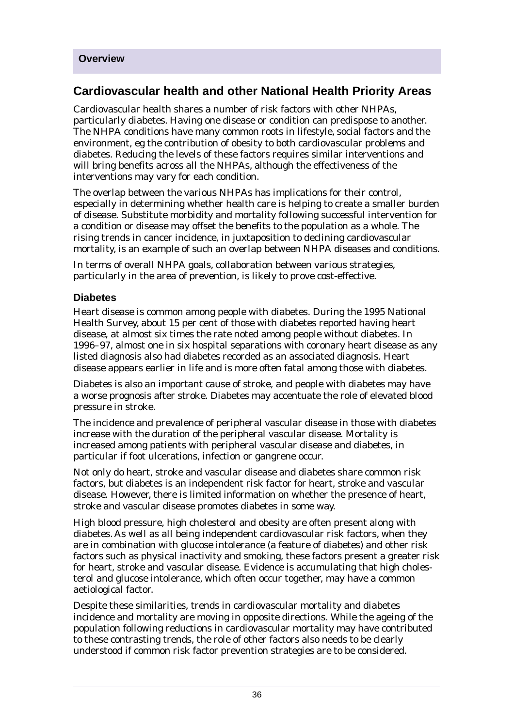**Overview**

## Cardiovascular health and other National Health Priority Areas

Cardiovascular health shares a number of risk factors with other NHPAs, particularly diabetes. Having one disease or condition can predispose to another. The NHPA conditions have many common roots in lifestyle, social factors and the environment, eg the contribution of obesity to both cardiovascular problems and diabetes. Reducing the levels of these factors requires similar interventions and will bring benefits across all the NHPAs, although the effectiveness of the interventions may vary for each condition.

The overlap between the various NHPAs has implications for their control, especially in determining whether health care is helping to create a smaller burden of disease. Substitute morbidity and mortality following successful intervention for a condition or disease may offset the benefits to the population as a whole. The rising trends in cancer incidence, in juxtaposition to declining cardiovascular mortality, is an example of such an overlap between NHPA diseases and conditions.

In terms of overall NHPA goals, collaboration between various strategies, particularly in the area of prevention, is likely to prove cost-effective.

### Diabetes

Heart disease is common among people with diabetes. During the 1995 National Health Survey, about 15 per cent of those with diabetes reported having heart disease, at almost six times the rate noted among people without diabetes. In 1996–97, almost one in six hospital separations with coronary heart disease as any listed diagnosis also had diabetes recorded as an associated diagnosis. Heart disease appears earlier in life and is more often fatal among those with diabetes.

Diabetes is also an important cause of stroke, and people with diabetes may have a worse prognosis after stroke. Diabetes may accentuate the role of elevated blood pressure in stroke.

The incidence and prevalence of peripheral vascular disease in those with diabetes increase with the duration of the peripheral vascular disease. Mortality is increased among patients with peripheral vascular disease and diabetes, in particular if foot ulcerations, infection or gangrene occur.

Not only do heart, stroke and vascular disease and diabetes share common risk factors, but diabetes is an independent risk factor for heart, stroke and vascular disease. However, there is limited information on whether the presence of heart, stroke and vascular disease promotes diabetes in some way.

High blood pressure, high cholesterol and obesity are often present along with diabetes. As well as all being independent cardiovascular risk factors, when they are in combination with glucose intolerance (a feature of diabetes) and other risk factors such as physical inactivity and smoking, these factors present a greater risk for heart, stroke and vascular disease. Evidence is accumulating that high cholesterol and glucose intolerance, which often occur together, may have a common aetiological factor.

Despite these similarities, trends in cardiovascular mortality and diabetes incidence and mortality are moving in opposite directions. While the ageing of the population following reductions in cardiovascular mortality may have contributed to these contrasting trends, the role of other factors also needs to be clearly understood if common risk factor prevention strategies are to be considered.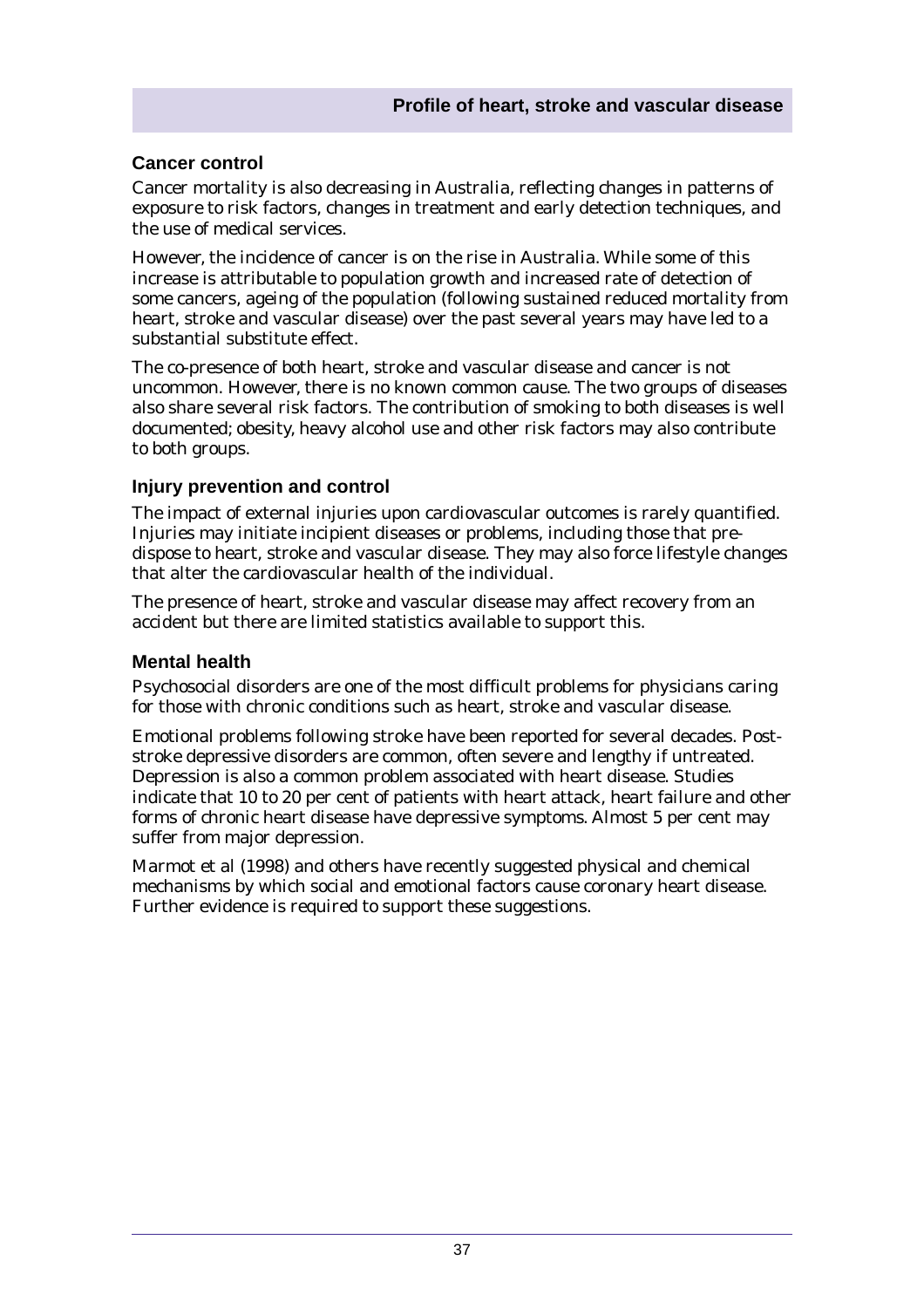### Cancer control

Cancer mortality is also decreasing in Australia, reflecting changes in patterns of exposure to risk factors, changes in treatment and early detection techniques, and the use of medical services.

However, the incidence of cancer is on the rise in Australia. While some of this increase is attributable to population growth and increased rate of detection of some cancers, ageing of the population (following sustained reduced mortality from heart, stroke and vascular disease) over the past several years may have led to a substantial substitute effect.

The co-presence of both heart, stroke and vascular disease and cancer is not uncommon. However, there is no known common cause. The two groups of diseases also share several risk factors. The contribution of smoking to both diseases is well documented; obesity, heavy alcohol use and other risk factors may also contribute to both groups.

### Injury prevention and control

The impact of external injuries upon cardiovascular outcomes is rarely quantified. Injuries may initiate incipient diseases or problems, including those that pre-dispose to heart, stroke and vascular disease. They may also force lifestyle changes that alter the cardiovascular health of the individual.

The presence of heart, stroke and vascular disease may affect recovery from an accident but there are limited statistics available to support this.

### Mental health

Psychosocial disorders are one of the most difficult problems for physicians caring for those with chronic conditions such as heart, stroke and vascular disease.

Emotional problems following stroke have been reported for several decades. Post-stroke depressive disorders are common, often severe and lengthy if untreated. Depression is also a common problem associated with heart disease. Studies indicate that 10 to 20 per cent of patients with heart attack, heart failure and other forms of chronic heart disease have depressive symptoms. Almost 5 per cent may suffer from major depression.

Marmot et al (1998) and others have recently suggested physical and chemical mechanisms by which social and emotional factors cause coronary heart disease. Further evidence is required to support these suggestions.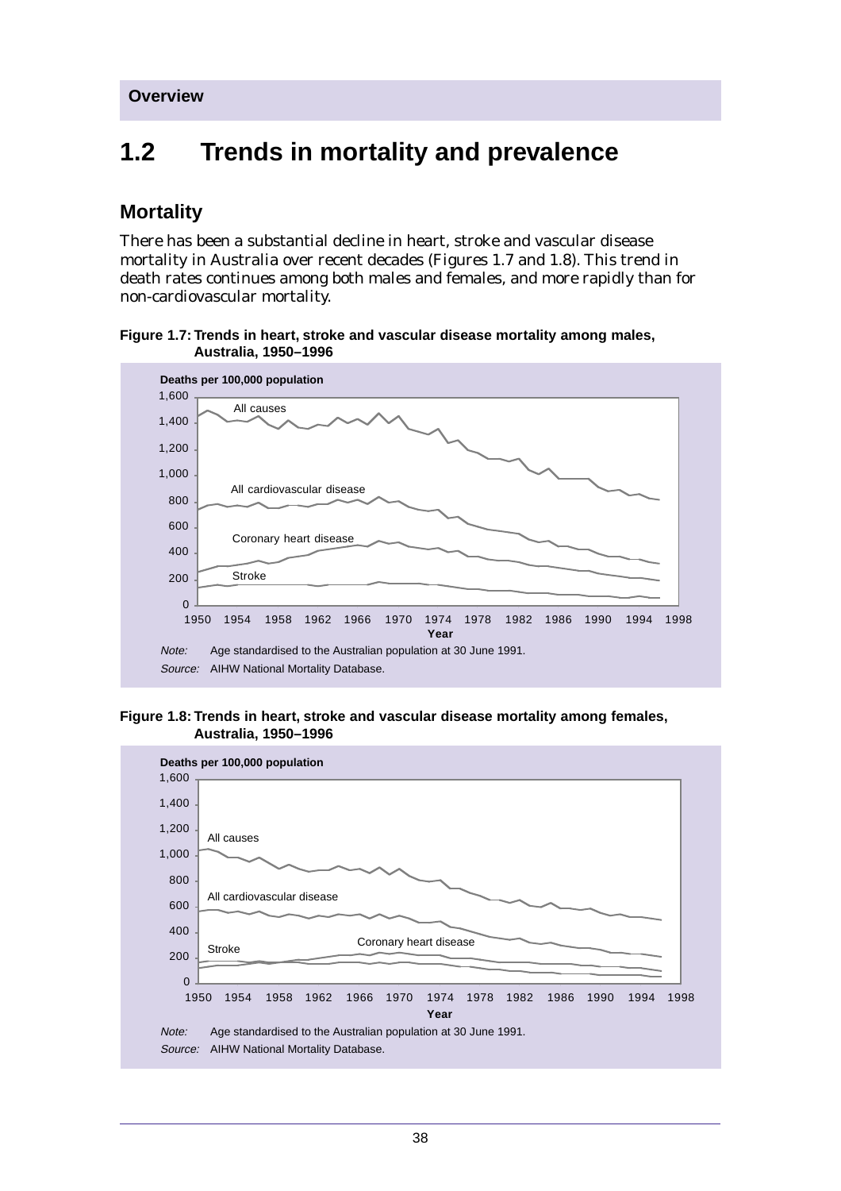# 1.2 Trends in mortality and prevalence

## Mortality

There has been a substantial decline in heart, stroke and vascular disease mortality in Australia over recent decades (Figures 1.7 and 1.8). This trend in death rates continues among both males and females, and more rapidly than for non-cardiovascular mortality.

**Figure 1.7: Trends in heart, stroke and vascular disease mortality among males, Australia, 1950–1996**

*Note:* Age standardised to the Australian population at 30 June 1991.

*Source:* AIHW National Mortality Database.

**Figure 1.8: Trends in heart, stroke and vascular disease mortality among females, Australia, 1950–1996**

*Note:* Age standardised to the Australian population at 30 June 1991.

*Source:* AIHW National Mortality Database.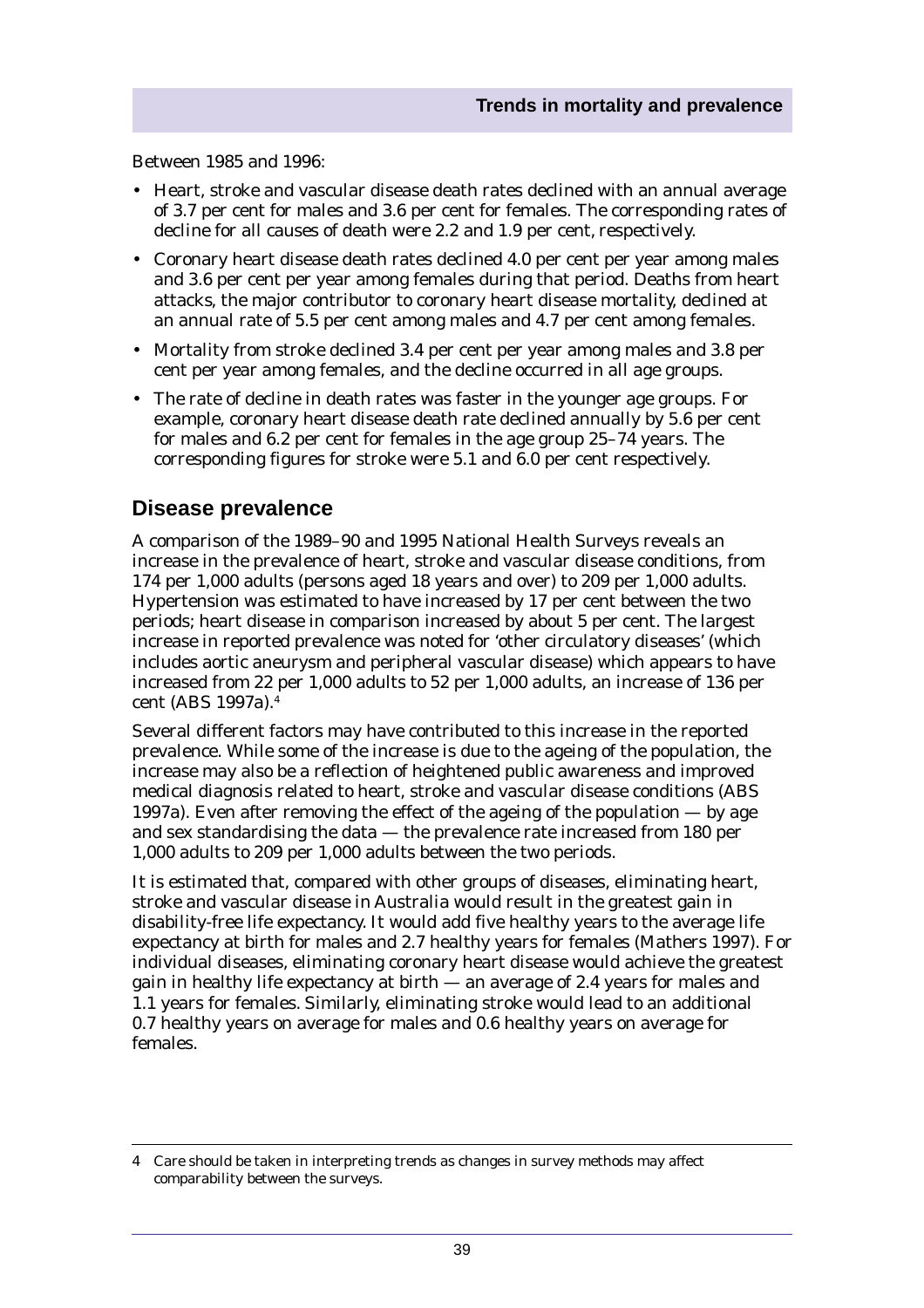Between 1985 and 1996:

- Heart, stroke and vascular disease death rates declined with an annual average of 3.7 per cent for males and 3.6 per cent for females. The corresponding rates of decline for all causes of death were 2.2 and 1.9 per cent, respectively.
- Coronary heart disease death rates declined 4.0 per cent per year among males and 3.6 per cent per year among females during that period. Deaths from heart attacks, the major contributor to coronary heart disease mortality, declined at an annual rate of 5.5 per cent among males and 4.7 per cent among females.
- Mortality from stroke declined 3.4 per cent per year among males and 3.8 per cent per year among females, and the decline occurred in all age groups.
- The rate of decline in death rates was faster in the younger age groups. For example, coronary heart disease death rate declined annually by 5.6 per cent for males and 6.2 per cent for females in the age group 25–74 years. The corresponding figures for stroke were 5.1 and 6.0 per cent respectively.

## Disease prevalence

A comparison of the 1989–90 and 1995 National Health Surveys reveals an increase in the prevalence of heart, stroke and vascular disease conditions, from 174 per 1,000 adults (persons aged 18 years and over) to 209 per 1,000 adults. Hypertension was estimated to have increased by 17 per cent between the two periods; heart disease in comparison increased by about 5 per cent. The largest increase in reported prevalence was noted for 'other circulatory diseases' (which includes aortic aneurysm and peripheral vascular disease) which appears to have increased from 22 per 1,000 adults to 52 per 1,000 adults, an increase of 136 per cent (ABS 1997a).[4]

Several different factors may have contributed to this increase in the reported prevalence. While some of the increase is due to the ageing of the population, the increase may also be a reflection of heightened public awareness and improved medical diagnosis related to heart, stroke and vascular disease conditions (ABS 1997a). Even after removing the effect of the ageing of the population — by age and sex standardising the data — the prevalence rate increased from 180 per 1,000 adults to 209 per 1,000 adults between the two periods.

It is estimated that, compared with other groups of diseases, eliminating heart, stroke and vascular disease in Australia would result in the greatest gain in disability-free life expectancy. It would add five healthy years to the average life expectancy at birth for males and 2.7 healthy years for females (Mathers 1997). For individual diseases, eliminating coronary heart disease would achieve the greatest gain in healthy life expectancy at birth — an average of 2.4 years for males and 1.1 years for females. Similarly, eliminating stroke would lead to an additional 0.7 healthy years on average for males and 0.6 healthy years on average for females.

---

4 Care should be taken in interpreting trends as changes in survey methods may affect comparability between the surveys.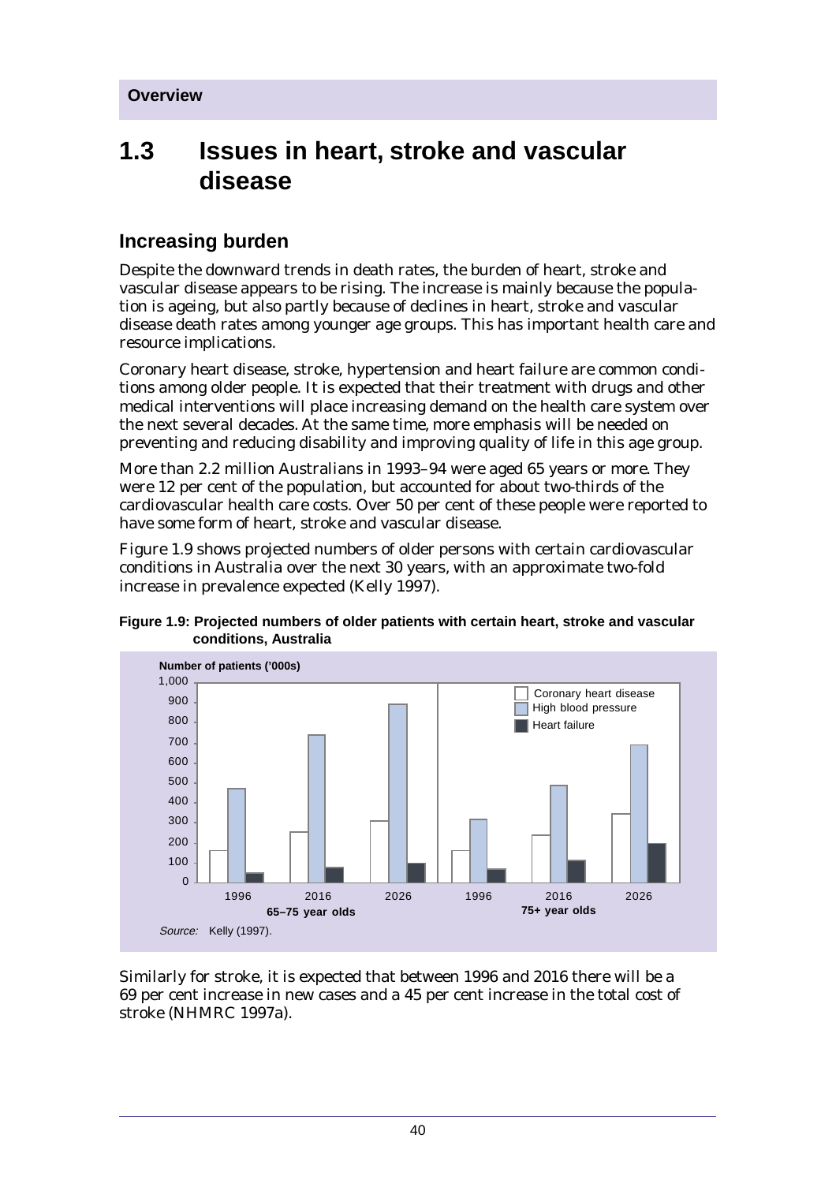**Overview**

# 1.3 Issues in heart, stroke and vascular disease

## Increasing burden

Despite the downward trends in death rates, the burden of heart, stroke and vascular disease appears to be rising. The increase is mainly because the population is ageing, but also partly because of declines in heart, stroke and vascular disease death rates among younger age groups. This has important health care and resource implications.

Coronary heart disease, stroke, hypertension and heart failure are common conditions among older people. It is expected that their treatment with drugs and other medical interventions will place increasing demand on the health care system over the next several decades. At the same time, more emphasis will be needed on preventing and reducing disability and improving quality of life in this age group.

More than 2.2 million Australians in 1993–94 were aged 65 years or more. They were 12 per cent of the population, but accounted for about two-thirds of the cardiovascular health care costs. Over 50 per cent of these people were reported to have some form of heart, stroke and vascular disease.

Figure 1.9 shows projected numbers of older persons with certain cardiovascular conditions in Australia over the next 30 years, with an approximate two-fold increase in prevalence expected (Kelly 1997).

**Figure 1.9: Projected numbers of older patients with certain heart, stroke and vascular conditions, Australia**

*Source:* Kelly (1997).

Similarly for stroke, it is expected that between 1996 and 2016 there will be a 69 per cent increase in new cases and a 45 per cent increase in the total cost of stroke (NHMRC 1997a).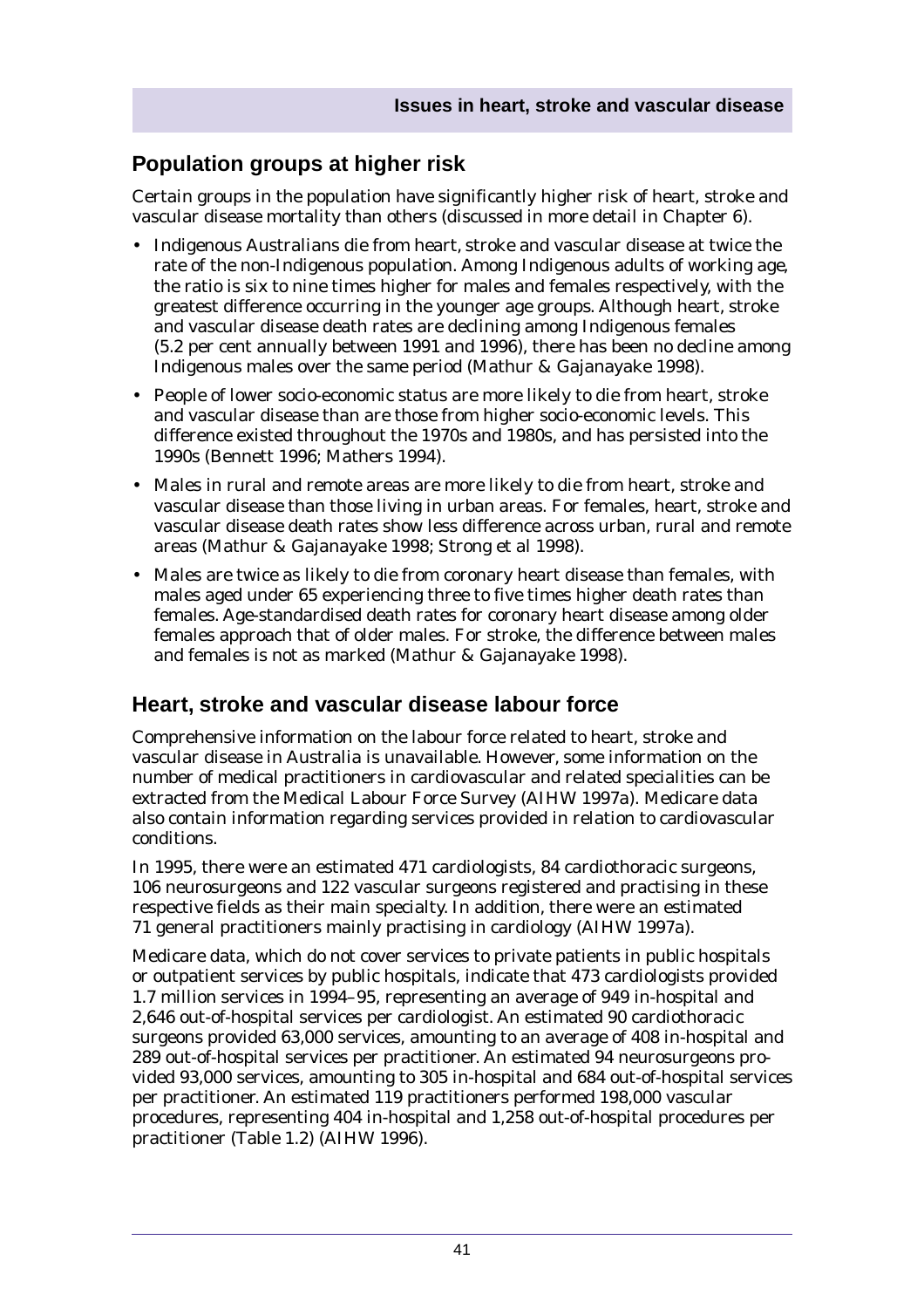## Population groups at higher risk

Certain groups in the population have significantly higher risk of heart, stroke and vascular disease mortality than others (discussed in more detail in Chapter 6).

- Indigenous Australians die from heart, stroke and vascular disease at twice the rate of the non-Indigenous population. Among Indigenous adults of working age, the ratio is six to nine times higher for males and females respectively, with the greatest difference occurring in the younger age groups. Although heart, stroke and vascular disease death rates are declining among Indigenous females (5.2 per cent annually between 1991 and 1996), there has been no decline among Indigenous males over the same period (Mathur & Gajanayake 1998).
- People of lower socio-economic status are more likely to die from heart, stroke and vascular disease than are those from higher socio-economic levels. This difference existed throughout the 1970s and 1980s, and has persisted into the 1990s (Bennett 1996; Mathers 1994).
- Males in rural and remote areas are more likely to die from heart, stroke and vascular disease than those living in urban areas. For females, heart, stroke and vascular disease death rates show less difference across urban, rural and remote areas (Mathur & Gajanayake 1998; Strong et al 1998).
- Males are twice as likely to die from coronary heart disease than females, with males aged under 65 experiencing three to five times higher death rates than females. Age-standardised death rates for coronary heart disease among older females approach that of older males. For stroke, the difference between males and females is not as marked (Mathur & Gajanayake 1998).

## Heart, stroke and vascular disease labour force

Comprehensive information on the labour force related to heart, stroke and vascular disease in Australia is unavailable. However, some information on the number of medical practitioners in cardiovascular and related specialities can be extracted from the Medical Labour Force Survey (AIHW 1997a). Medicare data also contain information regarding services provided in relation to cardiovascular conditions.

In 1995, there were an estimated 471 cardiologists, 84 cardiothoracic surgeons, 106 neurosurgeons and 122 vascular surgeons registered and practising in these respective fields as their main specialty. In addition, there were an estimated 71 general practitioners mainly practising in cardiology (AIHW 1997a).

Medicare data, which do not cover services to private patients in public hospitals or outpatient services by public hospitals, indicate that 473 cardiologists provided 1.7 million services in 1994–95, representing an average of 949 in-hospital and 2,646 out-of-hospital services per cardiologist. An estimated 90 cardiothoracic surgeons provided 63,000 services, amounting to an average of 408 in-hospital and 289 out-of-hospital services per practitioner. An estimated 94 neurosurgeons provided 93,000 services, amounting to 305 in-hospital and 684 out-of-hospital services per practitioner. An estimated 119 practitioners performed 198,000 vascular procedures, representing 404 in-hospital and 1,258 out-of-hospital procedures per practitioner (Table 1.2) (AIHW 1996).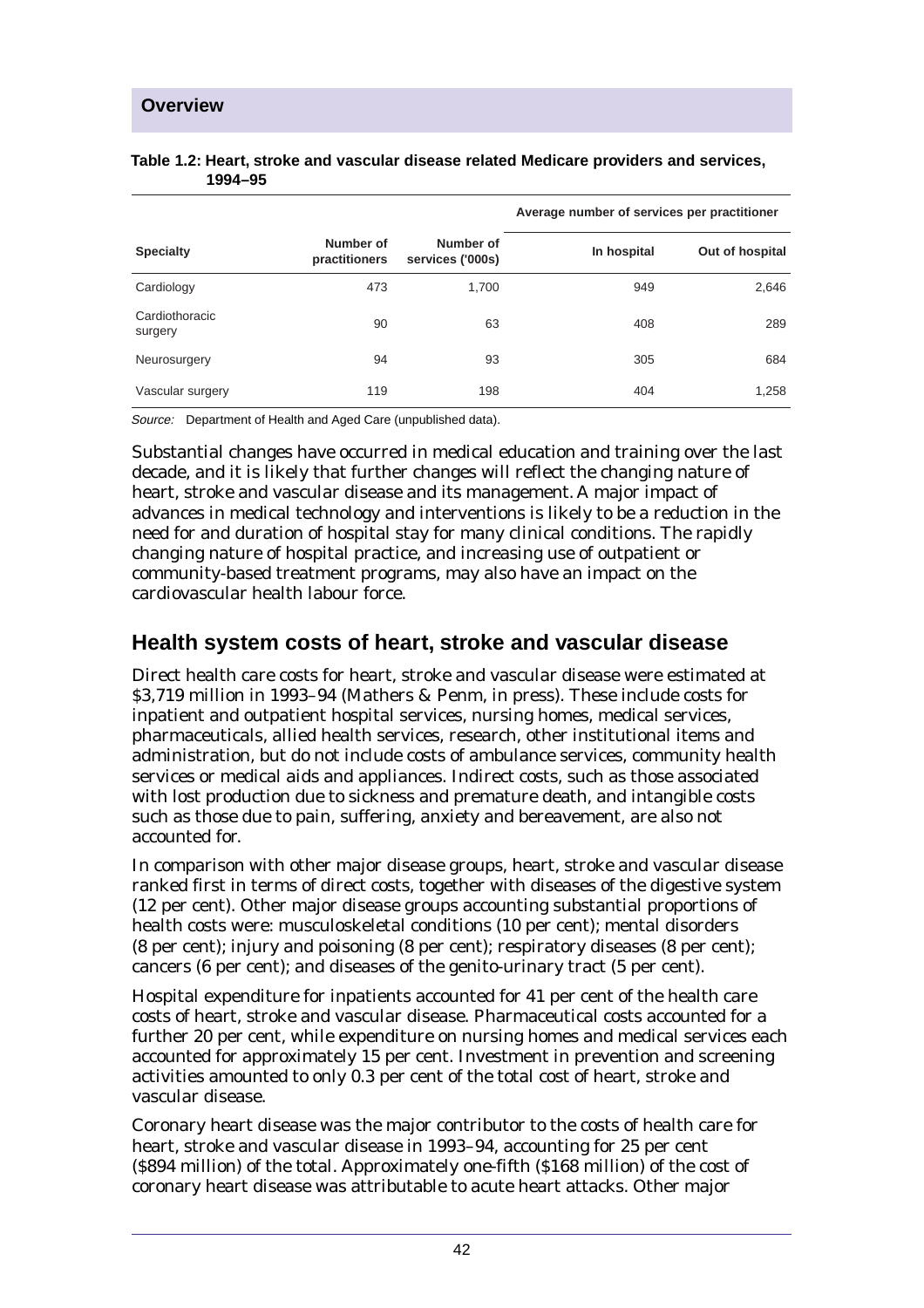**Table 1.2: Heart, stroke and vascular disease related Medicare providers and services, 1994–95**

| Specialty | Number of practitioners | Number of services ('000s) | Average number of services per practitioner | |
|---|---|---|---|---|
| | | | In hospital | Out of hospital |
| Cardiology | 473 | 1,700 | 949 | 2,646 |
| Cardiothoracic surgery | 90 | 63 | 408 | 289 |
| Neurosurgery | 94 | 93 | 305 | 684 |
| Vascular surgery | 119 | 198 | 404 | 1,258 |

*Source:* Department of Health and Aged Care (unpublished data).

Substantial changes have occurred in medical education and training over the last decade, and it is likely that further changes will reflect the changing nature of heart, stroke and vascular disease and its management. A major impact of advances in medical technology and interventions is likely to be a reduction in the need for and duration of hospital stay for many clinical conditions. The rapidly changing nature of hospital practice, and increasing use of outpatient or community-based treatment programs, may also have an impact on the cardiovascular health labour force.

## Health system costs of heart, stroke and vascular disease

Direct health care costs for heart, stroke and vascular disease were estimated at $3,719 million in 1993–94 (Mathers & Penm, in press). These include costs for inpatient and outpatient hospital services, nursing homes, medical services, pharmaceuticals, allied health services, research, other institutional items and administration, but do not include costs of ambulance services, community health services or medical aids and appliances. Indirect costs, such as those associated with lost production due to sickness and premature death, and intangible costs such as those due to pain, suffering, anxiety and bereavement, are also not accounted for.

In comparison with other major disease groups, heart, stroke and vascular disease ranked first in terms of direct costs, together with diseases of the digestive system (12 per cent). Other major disease groups accounting substantial proportions of health costs were: musculoskeletal conditions (10 per cent); mental disorders (8 per cent); injury and poisoning (8 per cent); respiratory diseases (8 per cent); cancers (6 per cent); and diseases of the genito-urinary tract (5 per cent).

Hospital expenditure for inpatients accounted for 41 per cent of the health care costs of heart, stroke and vascular disease. Pharmaceutical costs accounted for a further 20 per cent, while expenditure on nursing homes and medical services each accounted for approximately 15 per cent. Investment in prevention and screening activities amounted to only 0.3 per cent of the total cost of heart, stroke and vascular disease.

Coronary heart disease was the major contributor to the costs of health care for heart, stroke and vascular disease in 1993–94, accounting for 25 per cent ($894 million) of the total. Approximately one-fifth ($168 million) of the cost of coronary heart disease was attributable to acute heart attacks. Other major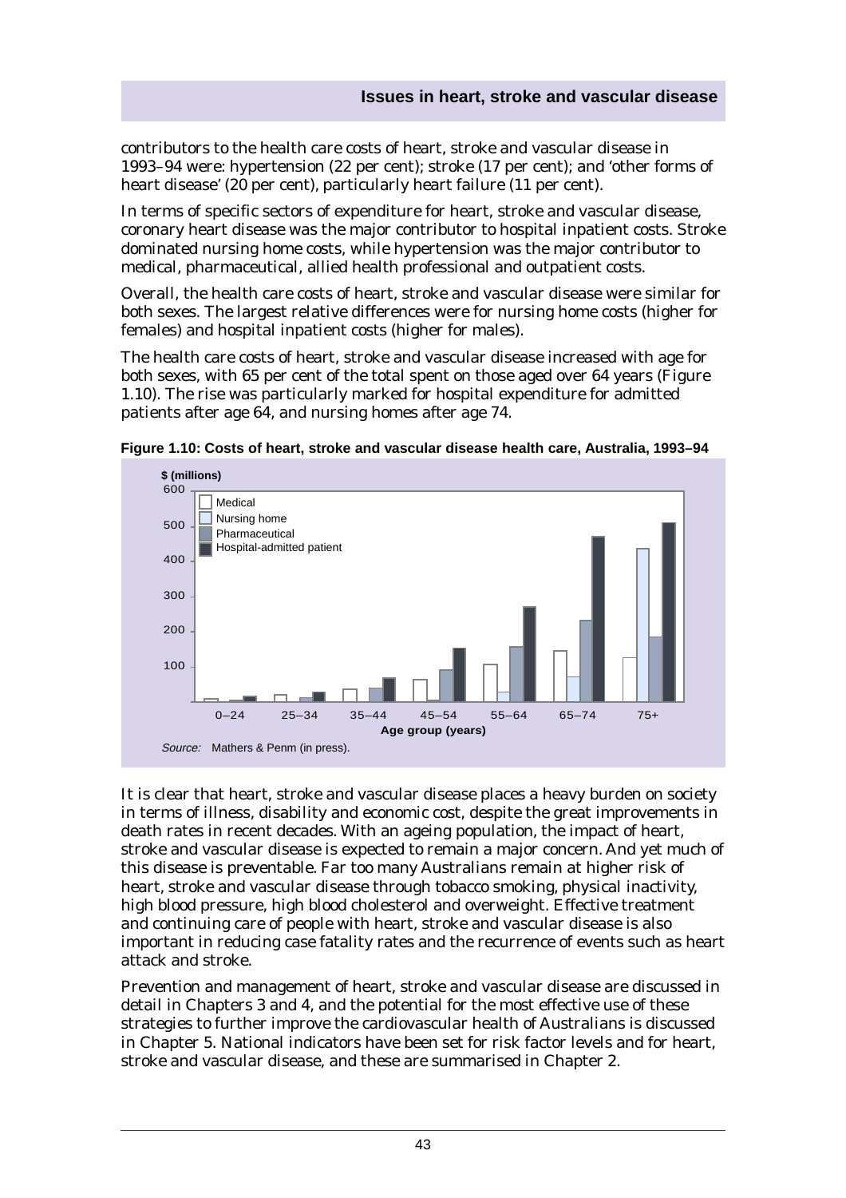contributors to the health care costs of heart, stroke and vascular disease in 1993–94 were: hypertension (22 per cent); stroke (17 per cent); and 'other forms of heart disease' (20 per cent), particularly heart failure (11 per cent).

In terms of specific sectors of expenditure for heart, stroke and vascular disease, coronary heart disease was the major contributor to hospital inpatient costs. Stroke dominated nursing home costs, while hypertension was the major contributor to medical, pharmaceutical, allied health professional and outpatient costs.

Overall, the health care costs of heart, stroke and vascular disease were similar for both sexes. The largest relative differences were for nursing home costs (higher for females) and hospital inpatient costs (higher for males).

The health care costs of heart, stroke and vascular disease increased with age for both sexes, with 65 per cent of the total spent on those aged over 64 years (Figure 1.10). The rise was particularly marked for hospital expenditure for admitted patients after age 64, and nursing homes after age 74.

**Figure 1.10: Costs of heart, stroke and vascular disease health care, Australia, 1993–94**

$ (millions)
600
500
400
300
200
100

Medical
Nursing home
Pharmaceutical
Hospital-admitted patient

0–24
25–34
35–44
45–54
55–64
65–74
75+

Age group (years)

*Source:* Mathers & Penm (in press).

It is clear that heart, stroke and vascular disease places a heavy burden on society in terms of illness, disability and economic cost, despite the great improvements in death rates in recent decades. With an ageing population, the impact of heart, stroke and vascular disease is expected to remain a major concern. And yet much of this disease is preventable. Far too many Australians remain at higher risk of heart, stroke and vascular disease through tobacco smoking, physical inactivity, high blood pressure, high blood cholesterol and overweight. Effective treatment and continuing care of people with heart, stroke and vascular disease is also important in reducing case fatality rates and the recurrence of events such as heart attack and stroke.

Prevention and management of heart, stroke and vascular disease are discussed in detail in Chapters 3 and 4, and the potential for the most effective use of these strategies to further improve the cardiovascular health of Australians is discussed in Chapter 5. National indicators have been set for risk factor levels and for heart, stroke and vascular disease, and these are summarised in Chapter 2.